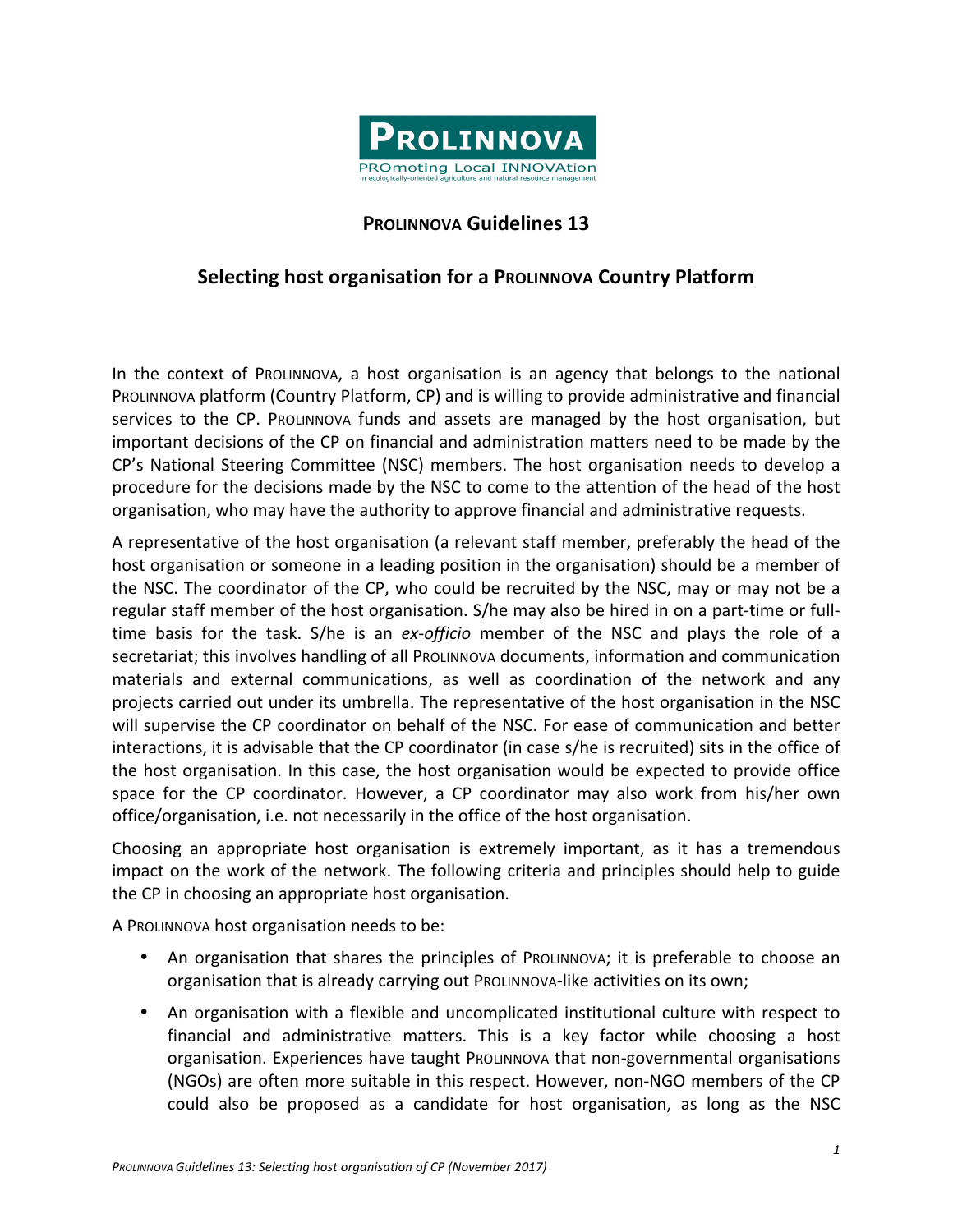# PROLINNOVA Guidelines 13

## Selecting host organisation for a PROLINNOVA Country Platform

In the context of PROLINNOVA, a host organisation is an agency that belongs to the national PROLINNOVA platform (Country Platform, CP) and is willing to provide administrative and financial services to the CP. PROLINNOVA funds and assets are managed by the host organisation, but important decisions of the CP on financial and administration matters need to be made by the CP's National Steering Committee (NSC) members. The host organisation needs to develop a procedure for the decisions made by the NSC to come to the attention of the head of the host organisation, who may have the authority to approve financial and administrative requests.

A representative of the host organisation (a relevant staff member, preferably the head of the host organisation or someone in a leading position in the organisation) should be a member of the NSC. The coordinator of the CP, who could be recruited by the NSC, may or may not be a regular staff member of the host organisation. S/he may also be hired in on a part-time or full-time basis for the task. S/he is an *ex-officio* member of the NSC and plays the role of a secretariat; this involves handling of all PROLINNOVA documents, information and communication materials and external communications, as well as coordination of the network and any projects carried out under its umbrella. The representative of the host organisation in the NSC will supervise the CP coordinator on behalf of the NSC. For ease of communication and better interactions, it is advisable that the CP coordinator (in case s/he is recruited) sits in the office of the host organisation. In this case, the host organisation would be expected to provide office space for the CP coordinator. However, a CP coordinator may also work from his/her own office/organisation, i.e. not necessarily in the office of the host organisation.

Choosing an appropriate host organisation is extremely important, as it has a tremendous impact on the work of the network. The following criteria and principles should help to guide the CP in choosing an appropriate host organisation.

A PROLINNOVA host organisation needs to be:

- An organisation that shares the principles of PROLINNOVA; it is preferable to choose an organisation that is already carrying out PROLINNOVA-like activities on its own;
- An organisation with a flexible and uncomplicated institutional culture with respect to financial and administrative matters. This is a key factor while choosing a host organisation. Experiences have taught PROLINNOVA that non-governmental organisations (NGOs) are often more suitable in this respect. However, non-NGO members of the CP could also be proposed as a candidate for host organisation, as long as the NSC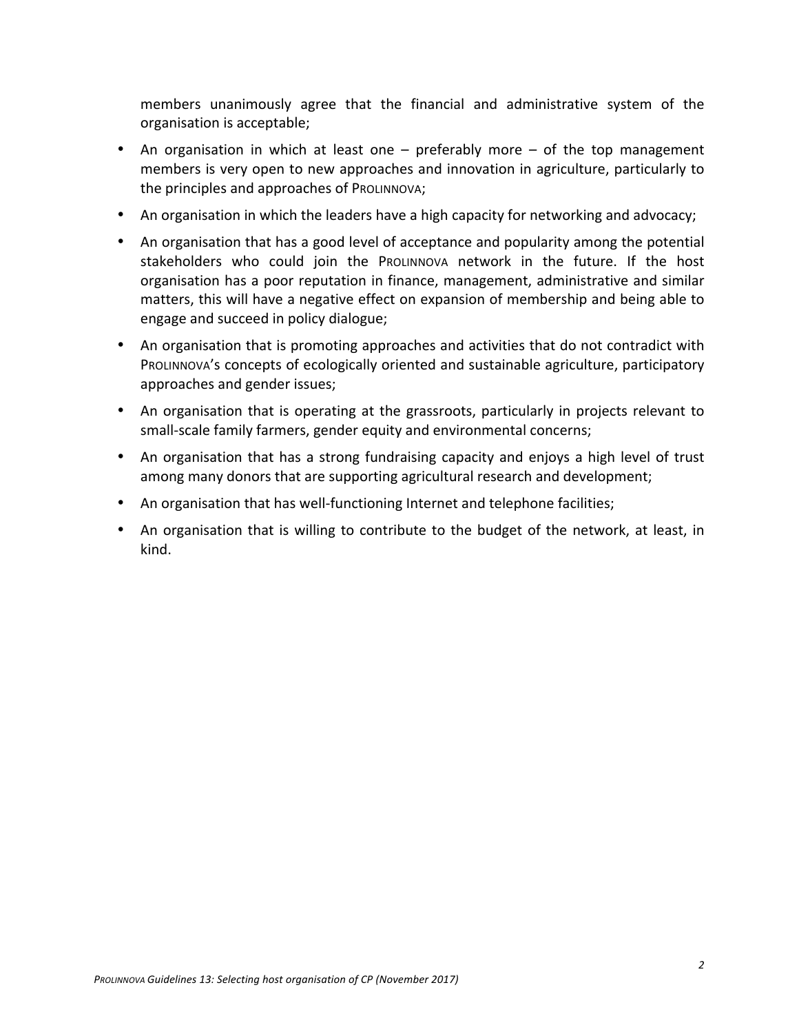members unanimously agree that the financial and administrative system of the organisation is acceptable;

- An organisation in which at least one – preferably more – of the top management members is very open to new approaches and innovation in agriculture, particularly to the principles and approaches of PROLINNOVA;
- An organisation in which the leaders have a high capacity for networking and advocacy;
- An organisation that has a good level of acceptance and popularity among the potential stakeholders who could join the PROLINNOVA network in the future. If the host organisation has a poor reputation in finance, management, administrative and similar matters, this will have a negative effect on expansion of membership and being able to engage and succeed in policy dialogue;
- An organisation that is promoting approaches and activities that do not contradict with PROLINNOVA's concepts of ecologically oriented and sustainable agriculture, participatory approaches and gender issues;
- An organisation that is operating at the grassroots, particularly in projects relevant to small-scale family farmers, gender equity and environmental concerns;
- An organisation that has a strong fundraising capacity and enjoys a high level of trust among many donors that are supporting agricultural research and development;
- An organisation that has well-functioning Internet and telephone facilities;
- An organisation that is willing to contribute to the budget of the network, at least, in kind.